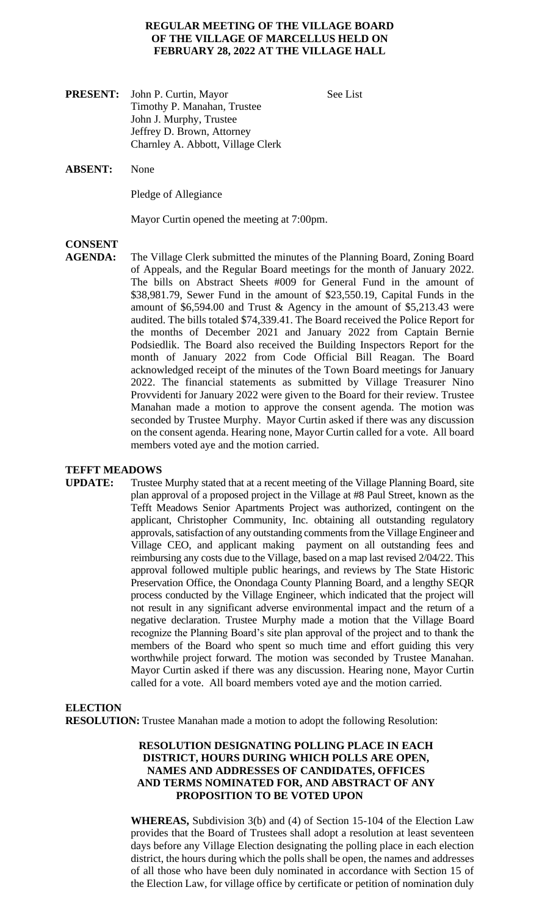**REGULAR MEETING OF THE VILLAGE BOARD OF THE VILLAGE OF MARCELLUS HELD ON FEBRUARY 28, 2022 AT THE VILLAGE HALL**

**PRESENT:** John P. Curtin, Mayor — See List
Timothy P. Manahan, Trustee
John J. Murphy, Trustee
Jeffrey D. Brown, Attorney
Charnley A. Abbott, Village Clerk

**ABSENT:** None

Pledge of Allegiance

Mayor Curtin opened the meeting at 7:00pm.

**CONSENT AGENDA:** The Village Clerk submitted the minutes of the Planning Board, Zoning Board of Appeals, and the Regular Board meetings for the month of January 2022. The bills on Abstract Sheets #009 for General Fund in the amount of $38,981.79, Sewer Fund in the amount of $23,550.19, Capital Funds in the amount of $6,594.00 and Trust & Agency in the amount of $5,213.43 were audited. The bills totaled $74,339.41. The Board received the Police Report for the months of December 2021 and January 2022 from Captain Bernie Podsiedlik. The Board also received the Building Inspectors Report for the month of January 2022 from Code Official Bill Reagan. The Board acknowledged receipt of the minutes of the Town Board meetings for January 2022. The financial statements as submitted by Village Treasurer Nino Provvidenti for January 2022 were given to the Board for their review. Trustee Manahan made a motion to approve the consent agenda. The motion was seconded by Trustee Murphy. Mayor Curtin asked if there was any discussion on the consent agenda. Hearing none, Mayor Curtin called for a vote. All board members voted aye and the motion carried.

**TEFFT MEADOWS UPDATE:** Trustee Murphy stated that at a recent meeting of the Village Planning Board, site plan approval of a proposed project in the Village at #8 Paul Street, known as the Tefft Meadows Senior Apartments Project was authorized, contingent on the applicant, Christopher Community, Inc. obtaining all outstanding regulatory approvals, satisfaction of any outstanding comments from the Village Engineer and Village CEO, and applicant making payment on all outstanding fees and reimbursing any costs due to the Village, based on a map last revised 2/04/22. This approval followed multiple public hearings, and reviews by The State Historic Preservation Office, the Onondaga County Planning Board, and a lengthy SEQR process conducted by the Village Engineer, which indicated that the project will not result in any significant adverse environmental impact and the return of a negative declaration. Trustee Murphy made a motion that the Village Board recognize the Planning Board's site plan approval of the project and to thank the members of the Board who spent so much time and effort guiding this very worthwhile project forward. The motion was seconded by Trustee Manahan. Mayor Curtin asked if there was any discussion. Hearing none, Mayor Curtin called for a vote. All board members voted aye and the motion carried.

**ELECTION RESOLUTION:** Trustee Manahan made a motion to adopt the following Resolution:

**RESOLUTION DESIGNATING POLLING PLACE IN EACH DISTRICT, HOURS DURING WHICH POLLS ARE OPEN, NAMES AND ADDRESSES OF CANDIDATES, OFFICES AND TERMS NOMINATED FOR, AND ABSTRACT OF ANY PROPOSITION TO BE VOTED UPON**

**WHEREAS,** Subdivision 3(b) and (4) of Section 15-104 of the Election Law provides that the Board of Trustees shall adopt a resolution at least seventeen days before any Village Election designating the polling place in each election district, the hours during which the polls shall be open, the names and addresses of all those who have been duly nominated in accordance with Section 15 of the Election Law, for village office by certificate or petition of nomination duly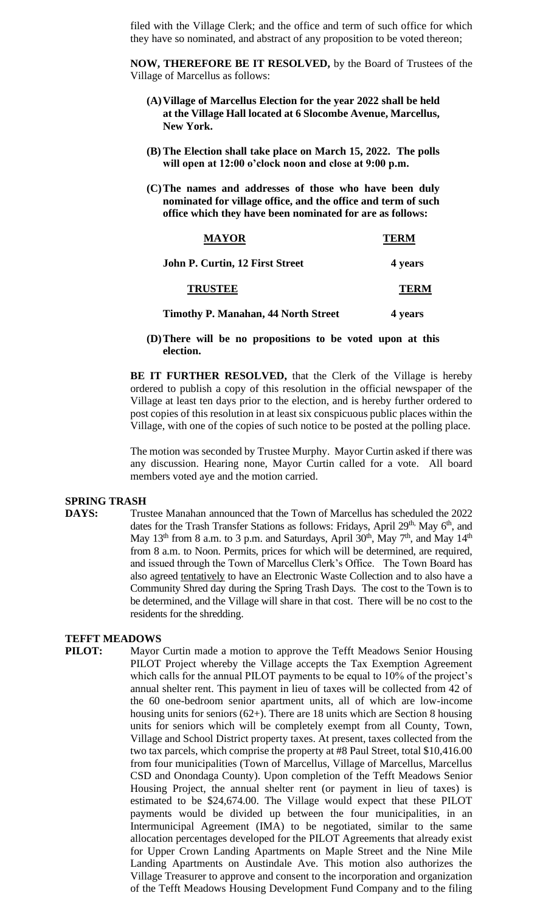filed with the Village Clerk; and the office and term of such office for which they have so nominated, and abstract of any proposition to be voted thereon;

**NOW, THEREFORE BE IT RESOLVED,** by the Board of Trustees of the Village of Marcellus as follows:

**(A) Village of Marcellus Election for the year 2022 shall be held at the Village Hall located at 6 Slocombe Avenue, Marcellus, New York.**

**(B) The Election shall take place on March 15, 2022. The polls will open at 12:00 o'clock noon and close at 9:00 p.m.**

**(C) The names and addresses of those who have been duly nominated for village office, and the office and term of such office which they have been nominated for are as follows:**

| **MAYOR** | **TERM** |
|---|---|
| **John P. Curtin, 12 First Street** | **4 years** |
| **TRUSTEE** | **TERM** |
| **Timothy P. Manahan, 44 North Street** | **4 years** |

**(D) There will be no propositions to be voted upon at this election.**

**BE IT FURTHER RESOLVED,** that the Clerk of the Village is hereby ordered to publish a copy of this resolution in the official newspaper of the Village at least ten days prior to the election, and is hereby further ordered to post copies of this resolution in at least six conspicuous public places within the Village, with one of the copies of such notice to be posted at the polling place.

The motion was seconded by Trustee Murphy. Mayor Curtin asked if there was any discussion. Hearing none, Mayor Curtin called for a vote. All board members voted aye and the motion carried.

**SPRING TRASH DAYS:** Trustee Manahan announced that the Town of Marcellus has scheduled the 2022 dates for the Trash Transfer Stations as follows: Fridays, April 29th, May 6th, and May 13th from 8 a.m. to 3 p.m. and Saturdays, April 30th, May 7th, and May 14th from 8 a.m. to Noon. Permits, prices for which will be determined, are required, and issued through the Town of Marcellus Clerk's Office. The Town Board has also agreed tentatively to have an Electronic Waste Collection and to also have a Community Shred day during the Spring Trash Days. The cost to the Town is to be determined, and the Village will share in that cost. There will be no cost to the residents for the shredding.

**TEFFT MEADOWS PILOT:** Mayor Curtin made a motion to approve the Tefft Meadows Senior Housing PILOT Project whereby the Village accepts the Tax Exemption Agreement which calls for the annual PILOT payments to be equal to 10% of the project's annual shelter rent. This payment in lieu of taxes will be collected from 42 of the 60 one-bedroom senior apartment units, all of which are low-income housing units for seniors (62+). There are 18 units which are Section 8 housing units for seniors which will be completely exempt from all County, Town, Village and School District property taxes. At present, taxes collected from the two tax parcels, which comprise the property at #8 Paul Street, total $10,416.00 from four municipalities (Town of Marcellus, Village of Marcellus, Marcellus CSD and Onondaga County). Upon completion of the Tefft Meadows Senior Housing Project, the annual shelter rent (or payment in lieu of taxes) is estimated to be $24,674.00. The Village would expect that these PILOT payments would be divided up between the four municipalities, in an Intermunicipal Agreement (IMA) to be negotiated, similar to the same allocation percentages developed for the PILOT Agreements that already exist for Upper Crown Landing Apartments on Maple Street and the Nine Mile Landing Apartments on Austindale Ave. This motion also authorizes the Village Treasurer to approve and consent to the incorporation and organization of the Tefft Meadows Housing Development Fund Company and to the filing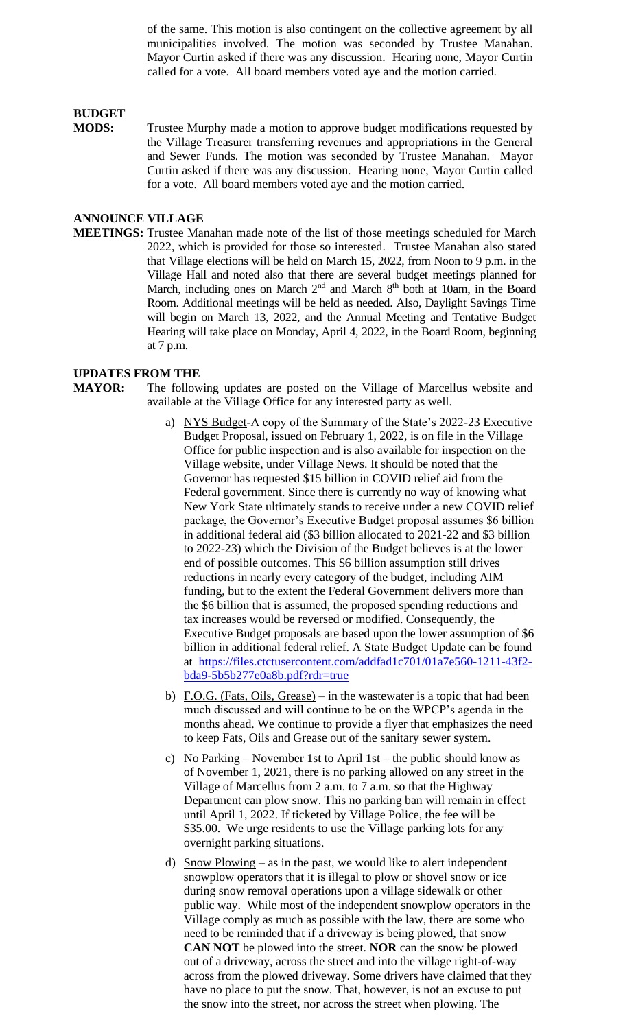of the same. This motion is also contingent on the collective agreement by all municipalities involved. The motion was seconded by Trustee Manahan. Mayor Curtin asked if there was any discussion. Hearing none, Mayor Curtin called for a vote. All board members voted aye and the motion carried.

**BUDGET MODS:** Trustee Murphy made a motion to approve budget modifications requested by the Village Treasurer transferring revenues and appropriations in the General and Sewer Funds. The motion was seconded by Trustee Manahan. Mayor Curtin asked if there was any discussion. Hearing none, Mayor Curtin called for a vote. All board members voted aye and the motion carried.

**ANNOUNCE VILLAGE MEETINGS:** Trustee Manahan made note of the list of those meetings scheduled for March 2022, which is provided for those so interested. Trustee Manahan also stated that Village elections will be held on March 15, 2022, from Noon to 9 p.m. in the Village Hall and noted also that there are several budget meetings planned for March, including ones on March 2nd and March 8th both at 10am, in the Board Room. Additional meetings will be held as needed. Also, Daylight Savings Time will begin on March 13, 2022, and the Annual Meeting and Tentative Budget Hearing will take place on Monday, April 4, 2022, in the Board Room, beginning at 7 p.m.

**UPDATES FROM THE MAYOR:** The following updates are posted on the Village of Marcellus website and available at the Village Office for any interested party as well.

a) NYS Budget-A copy of the Summary of the State's 2022-23 Executive Budget Proposal, issued on February 1, 2022, is on file in the Village Office for public inspection and is also available for inspection on the Village website, under Village News. It should be noted that the Governor has requested $15 billion in COVID relief aid from the Federal government. Since there is currently no way of knowing what New York State ultimately stands to receive under a new COVID relief package, the Governor's Executive Budget proposal assumes $6 billion in additional federal aid ($3 billion allocated to 2021-22 and $3 billion to 2022-23) which the Division of the Budget believes is at the lower end of possible outcomes. This $6 billion assumption still drives reductions in nearly every category of the budget, including AIM funding, but to the extent the Federal Government delivers more than the $6 billion that is assumed, the proposed spending reductions and tax increases would be reversed or modified. Consequently, the Executive Budget proposals are based upon the lower assumption of $6 billion in additional federal relief. A State Budget Update can be found at https://files.ctctusercontent.com/addfad1c701/01a7e560-1211-43f2-bda9-5b5b277e0a8b.pdf?rdr=true

b) F.O.G. (Fats, Oils, Grease) – in the wastewater is a topic that had been much discussed and will continue to be on the WPCP's agenda in the months ahead. We continue to provide a flyer that emphasizes the need to keep Fats, Oils and Grease out of the sanitary sewer system.

c) No Parking – November 1st to April 1st – the public should know as of November 1, 2021, there is no parking allowed on any street in the Village of Marcellus from 2 a.m. to 7 a.m. so that the Highway Department can plow snow. This no parking ban will remain in effect until April 1, 2022. If ticketed by Village Police, the fee will be $35.00. We urge residents to use the Village parking lots for any overnight parking situations.

d) Snow Plowing – as in the past, we would like to alert independent snowplow operators that it is illegal to plow or shovel snow or ice during snow removal operations upon a village sidewalk or other public way. While most of the independent snowplow operators in the Village comply as much as possible with the law, there are some who need to be reminded that if a driveway is being plowed, that snow **CAN NOT** be plowed into the street. **NOR** can the snow be plowed out of a driveway, across the street and into the village right-of-way across from the plowed driveway. Some drivers have claimed that they have no place to put the snow. That, however, is not an excuse to put the snow into the street, nor across the street when plowing. The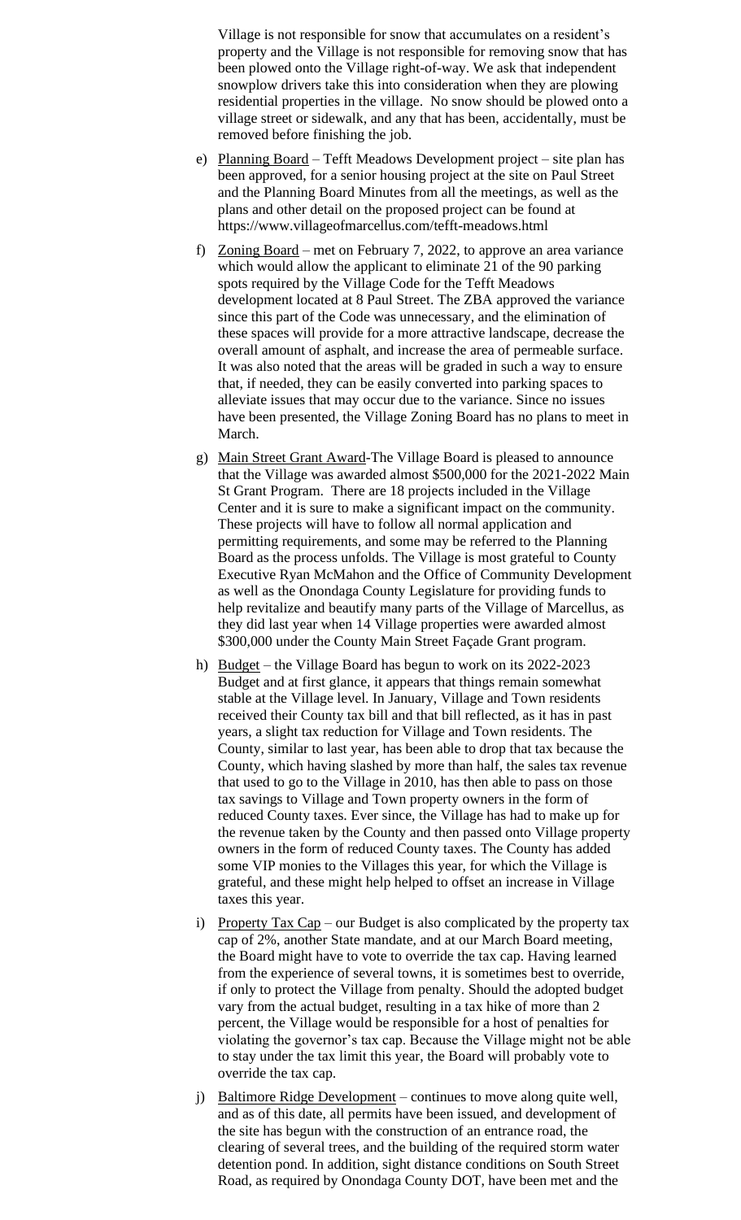Village is not responsible for snow that accumulates on a resident's property and the Village is not responsible for removing snow that has been plowed onto the Village right-of-way. We ask that independent snowplow drivers take this into consideration when they are plowing residential properties in the village. No snow should be plowed onto a village street or sidewalk, and any that has been, accidentally, must be removed before finishing the job.

e) Planning Board – Tefft Meadows Development project – site plan has been approved, for a senior housing project at the site on Paul Street and the Planning Board Minutes from all the meetings, as well as the plans and other detail on the proposed project can be found at https://www.villageofmarcellus.com/tefft-meadows.html

f) Zoning Board – met on February 7, 2022, to approve an area variance which would allow the applicant to eliminate 21 of the 90 parking spots required by the Village Code for the Tefft Meadows development located at 8 Paul Street. The ZBA approved the variance since this part of the Code was unnecessary, and the elimination of these spaces will provide for a more attractive landscape, decrease the overall amount of asphalt, and increase the area of permeable surface. It was also noted that the areas will be graded in such a way to ensure that, if needed, they can be easily converted into parking spaces to alleviate issues that may occur due to the variance. Since no issues have been presented, the Village Zoning Board has no plans to meet in March.

g) Main Street Grant Award-The Village Board is pleased to announce that the Village was awarded almost $500,000 for the 2021-2022 Main St Grant Program. There are 18 projects included in the Village Center and it is sure to make a significant impact on the community. These projects will have to follow all normal application and permitting requirements, and some may be referred to the Planning Board as the process unfolds. The Village is most grateful to County Executive Ryan McMahon and the Office of Community Development as well as the Onondaga County Legislature for providing funds to help revitalize and beautify many parts of the Village of Marcellus, as they did last year when 14 Village properties were awarded almost $300,000 under the County Main Street Façade Grant program.

h) Budget – the Village Board has begun to work on its 2022-2023 Budget and at first glance, it appears that things remain somewhat stable at the Village level. In January, Village and Town residents received their County tax bill and that bill reflected, as it has in past years, a slight tax reduction for Village and Town residents. The County, similar to last year, has been able to drop that tax because the County, which having slashed by more than half, the sales tax revenue that used to go to the Village in 2010, has then able to pass on those tax savings to Village and Town property owners in the form of reduced County taxes. Ever since, the Village has had to make up for the revenue taken by the County and then passed onto Village property owners in the form of reduced County taxes. The County has added some VIP monies to the Villages this year, for which the Village is grateful, and these might help helped to offset an increase in Village taxes this year.

i) Property Tax Cap – our Budget is also complicated by the property tax cap of 2%, another State mandate, and at our March Board meeting, the Board might have to vote to override the tax cap. Having learned from the experience of several towns, it is sometimes best to override, if only to protect the Village from penalty. Should the adopted budget vary from the actual budget, resulting in a tax hike of more than 2 percent, the Village would be responsible for a host of penalties for violating the governor's tax cap. Because the Village might not be able to stay under the tax limit this year, the Board will probably vote to override the tax cap.

j) Baltimore Ridge Development – continues to move along quite well, and as of this date, all permits have been issued, and development of the site has begun with the construction of an entrance road, the clearing of several trees, and the building of the required storm water detention pond. In addition, sight distance conditions on South Street Road, as required by Onondaga County DOT, have been met and the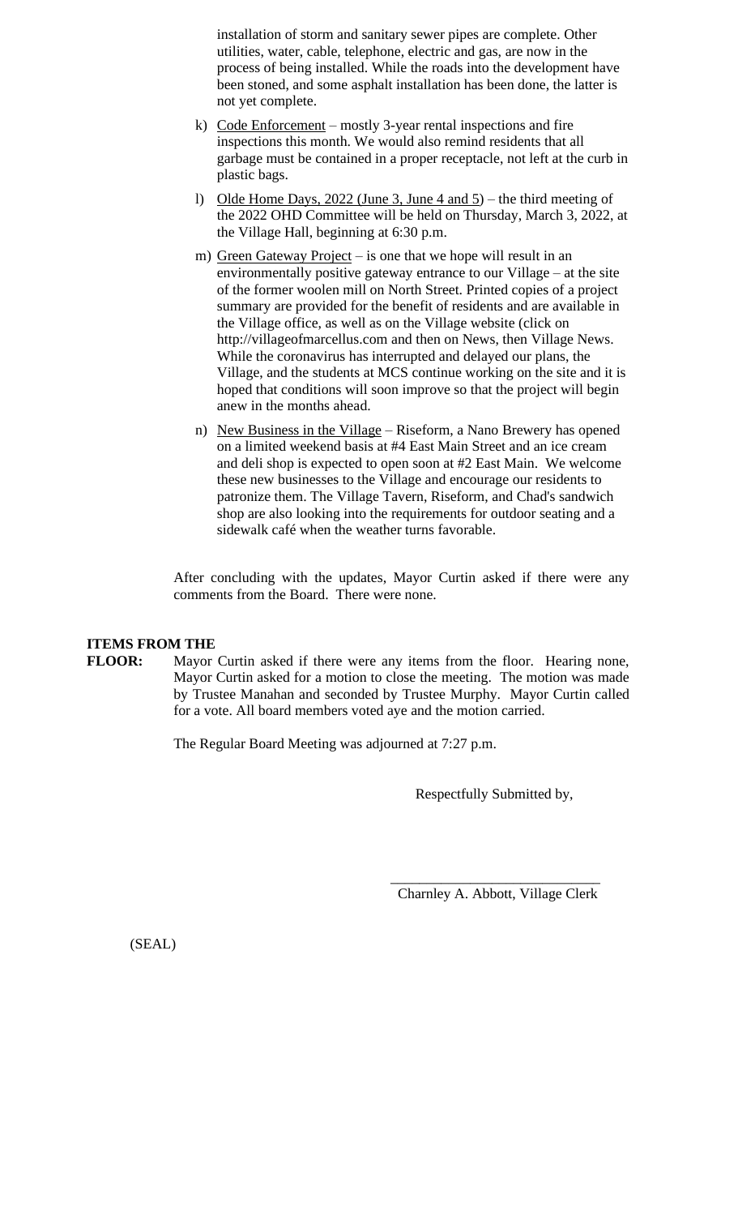installation of storm and sanitary sewer pipes are complete. Other utilities, water, cable, telephone, electric and gas, are now in the process of being installed. While the roads into the development have been stoned, and some asphalt installation has been done, the latter is not yet complete.

k) Code Enforcement – mostly 3-year rental inspections and fire inspections this month. We would also remind residents that all garbage must be contained in a proper receptacle, not left at the curb in plastic bags.

l) Olde Home Days, 2022 (June 3, June 4 and 5) – the third meeting of the 2022 OHD Committee will be held on Thursday, March 3, 2022, at the Village Hall, beginning at 6:30 p.m.

m) Green Gateway Project – is one that we hope will result in an environmentally positive gateway entrance to our Village – at the site of the former woolen mill on North Street. Printed copies of a project summary are provided for the benefit of residents and are available in the Village office, as well as on the Village website (click on http://villageofmarcellus.com and then on News, then Village News. While the coronavirus has interrupted and delayed our plans, the Village, and the students at MCS continue working on the site and it is hoped that conditions will soon improve so that the project will begin anew in the months ahead.

n) New Business in the Village – Riseform, a Nano Brewery has opened on a limited weekend basis at #4 East Main Street and an ice cream and deli shop is expected to open soon at #2 East Main. We welcome these new businesses to the Village and encourage our residents to patronize them. The Village Tavern, Riseform, and Chad's sandwich shop are also looking into the requirements for outdoor seating and a sidewalk café when the weather turns favorable.

After concluding with the updates, Mayor Curtin asked if there were any comments from the Board. There were none.

**ITEMS FROM THE FLOOR:** Mayor Curtin asked if there were any items from the floor. Hearing none, Mayor Curtin asked for a motion to close the meeting. The motion was made by Trustee Manahan and seconded by Trustee Murphy. Mayor Curtin called for a vote. All board members voted aye and the motion carried.

The Regular Board Meeting was adjourned at 7:27 p.m.

Respectfully Submitted by,

\_\_\_\_\_\_\_\_\_\_\_\_\_\_\_\_\_\_\_\_\_\_\_\_\_\_\_\_\_\_

Charnley A. Abbott, Village Clerk

(SEAL)